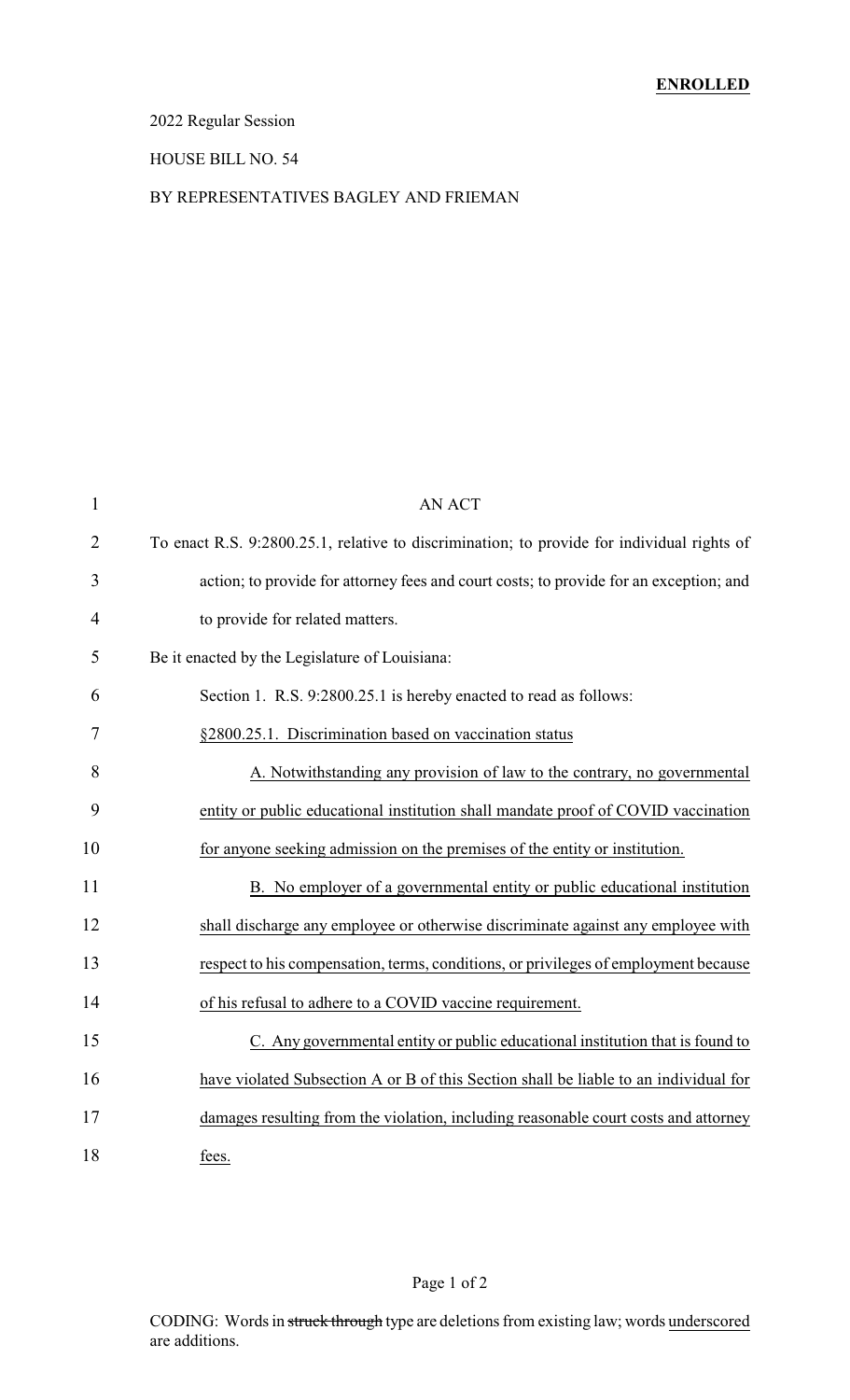**ENROLLED**

2022 Regular Session

HOUSE BILL NO. 54

BY REPRESENTATIVES BAGLEY AND FRIEMAN

AN ACT

To enact R.S. 9:2800.25.1, relative to discrimination; to provide for individual rights of action; to provide for attorney fees and court costs; to provide for an exception; and to provide for related matters.

Be it enacted by the Legislature of Louisiana:

Section 1. R.S. 9:2800.25.1 is hereby enacted to read as follows:

§2800.25.1. Discrimination based on vaccination status

A. Notwithstanding any provision of law to the contrary, no governmental entity or public educational institution shall mandate proof of COVID vaccination for anyone seeking admission on the premises of the entity or institution.

B. No employer of a governmental entity or public educational institution shall discharge any employee or otherwise discriminate against any employee with respect to his compensation, terms, conditions, or privileges of employment because of his refusal to adhere to a COVID vaccine requirement.

C. Any governmental entity or public educational institution that is found to have violated Subsection A or B of this Section shall be liable to an individual for damages resulting from the violation, including reasonable court costs and attorney fees.

CODING: Words in ~~struck through~~ type are deletions from existing law; words underscored are additions.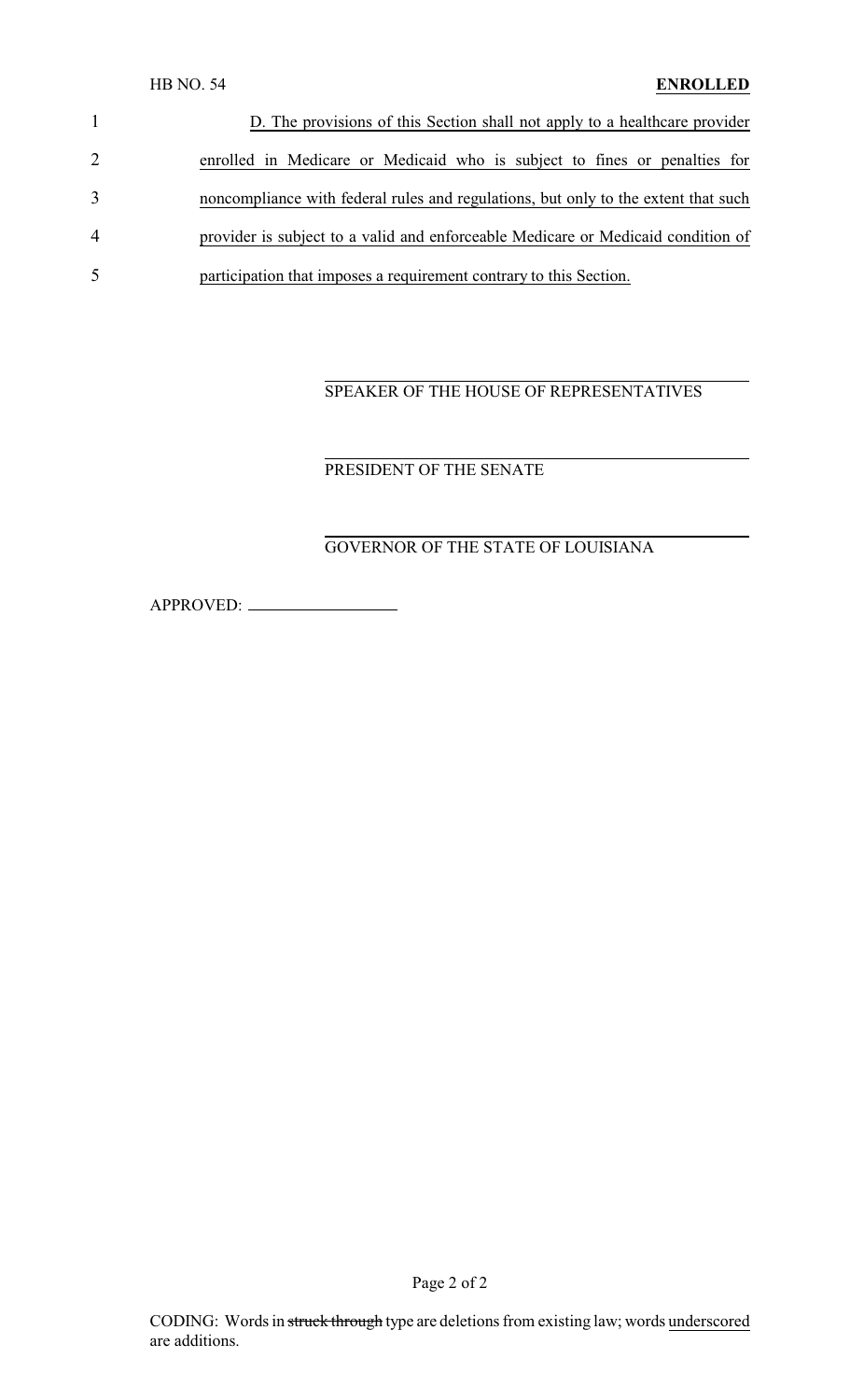D. The provisions of this Section shall not apply to a healthcare provider enrolled in Medicare or Medicaid who is subject to fines or penalties for noncompliance with federal rules and regulations, but only to the extent that such provider is subject to a valid and enforceable Medicare or Medicaid condition of participation that imposes a requirement contrary to this Section.

SPEAKER OF THE HOUSE OF REPRESENTATIVES

PRESIDENT OF THE SENATE

GOVERNOR OF THE STATE OF LOUISIANA

APPROVED: \_\_\_\_\_\_\_\_\_\_\_\_\_\_\_\_\_\_

CODING: Words in struck through type are deletions from existing law; words underscored are additions.